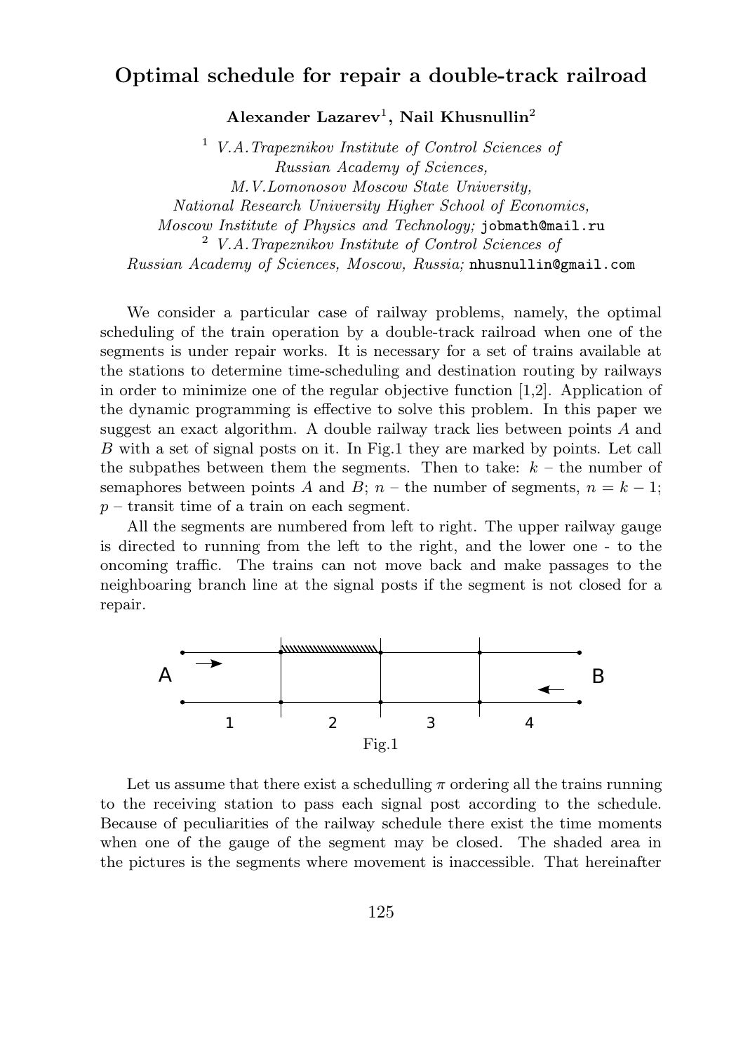# Optimal schedule for repair a double-track railroad

**Alexander Lazarev[1], Nail Khusnullin[2]**

[1] *V.A.Trapeznikov Institute of Control Sciences of Russian Academy of Sciences, M.V.Lomonosov Moscow State University, National Research University Higher School of Economics, Moscow Institute of Physics and Technology;* jobmath@mail.ru
[2] *V.A.Trapeznikov Institute of Control Sciences of Russian Academy of Sciences, Moscow, Russia;* nhusnullin@gmail.com

We consider a particular case of railway problems, namely, the optimal scheduling of the train operation by a double-track railroad when one of the segments is under repair works. It is necessary for a set of trains available at the stations to determine time-scheduling and destination routing by railways in order to minimize one of the regular objective function [1,2]. Application of the dynamic programming is effective to solve this problem. In this paper we suggest an exact algorithm. A double railway track lies between points $A$ and $B$ with a set of signal posts on it. In Fig.1 they are marked by points. Let call the subpathes between them the segments. Then to take: $k$ – the number of semaphores between points $A$ and $B$; $n$ – the number of segments, $n = k - 1$; $p$ – transit time of a train on each segment.

All the segments are numbered from left to right. The upper railway gauge is directed to running from the left to the right, and the lower one - to the oncoming traffic. The trains can not move back and make passages to the neighboaring branch line at the signal posts if the segment is not closed for a repair.

Fig.1

Let us assume that there exist a schedulling $\pi$ ordering all the trains running to the receiving station to pass each signal post according to the schedule. Because of peculiarities of the railway schedule there exist the time moments when one of the gauge of the segment may be closed. The shaded area in the pictures is the segments where movement is inaccessible. That hereinafter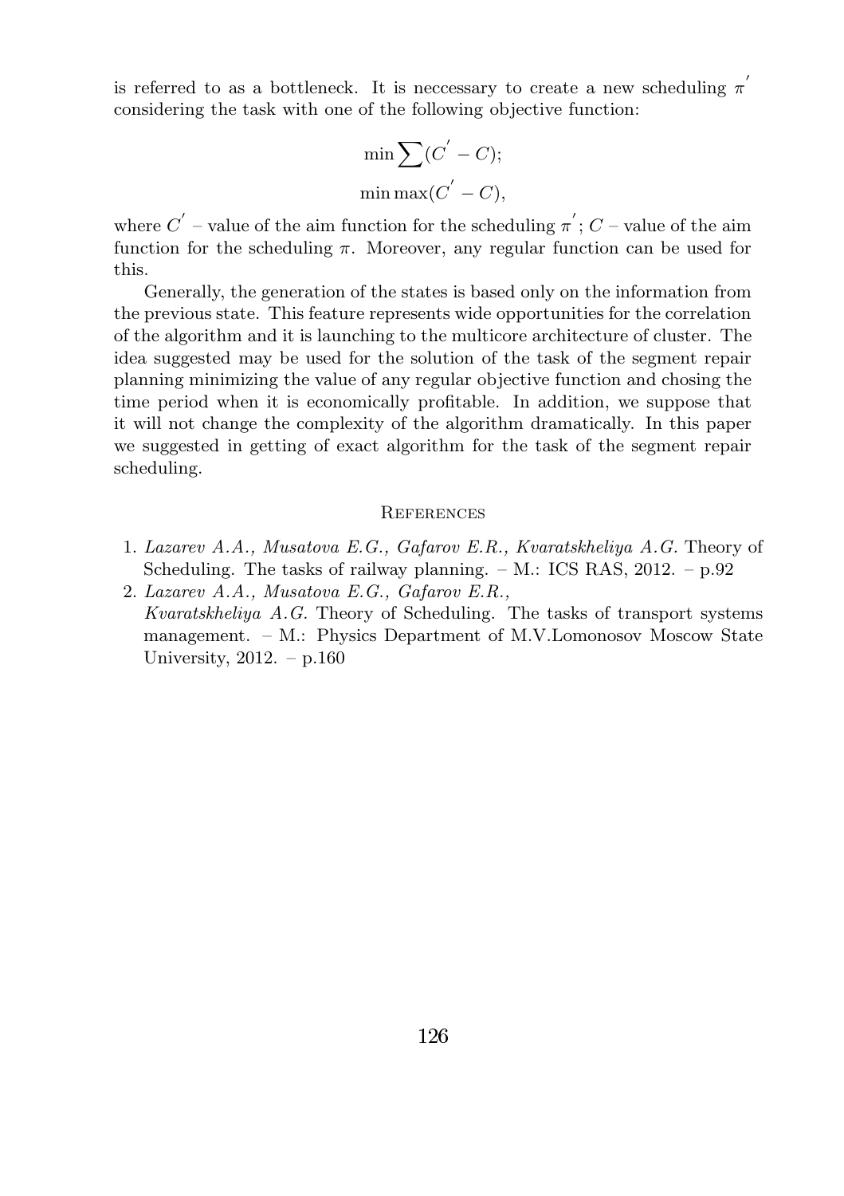is referred to as a bottleneck. It is neccessary to create a new scheduling $\pi^{'}$ considering the task with one of the following objective function:

$$\min \sum (C^{'} - C);$$

$$\min \max (C^{'} - C),$$

where $C^{'}$ – value of the aim function for the scheduling $\pi^{'}$; $C$ – value of the aim function for the scheduling $\pi$. Moreover, any regular function can be used for this.

Generally, the generation of the states is based only on the information from the previous state. This feature represents wide opportunities for the correlation of the algorithm and it is launching to the multicore architecture of cluster. The idea suggested may be used for the solution of the task of the segment repair planning minimizing the value of any regular objective function and chosing the time period when it is economically profitable. In addition, we suppose that it will not change the complexity of the algorithm dramatically. In this paper we suggested in getting of exact algorithm for the task of the segment repair scheduling.

## References

1. *Lazarev A.A., Musatova E.G., Gafarov E.R., Kvaratskheliya A.G.* Theory of Scheduling. The tasks of railway planning. – M.: ICS RAS, 2012. – p.92
2. *Lazarev A.A., Musatova E.G., Gafarov E.R., Kvaratskheliya A.G.* Theory of Scheduling. The tasks of transport systems management. – M.: Physics Department of M.V.Lomonosov Moscow State University, 2012. – p.160